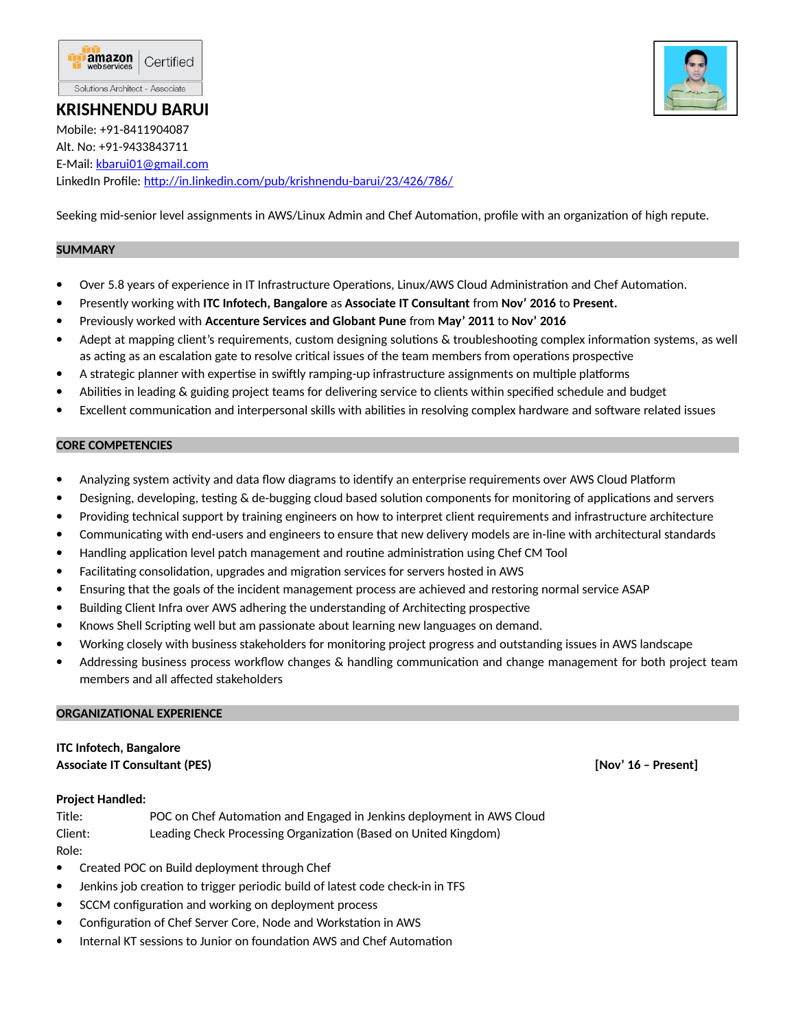# KRISHNENDU BARUI

Mobile: +91-8411904087
Alt. No: +91-9433843711
E-Mail: kbarui01@gmail.com
LinkedIn Profile: http://in.linkedin.com/pub/krishnendu-barui/23/426/786/

Seeking mid-senior level assignments in AWS/Linux Admin and Chef Automation, profile with an organization of high repute.

## SUMMARY

- Over 5.8 years of experience in IT Infrastructure Operations, Linux/AWS Cloud Administration and Chef Automation.
- Presently working with **ITC Infotech, Bangalore** as **Associate IT Consultant** from **Nov' 2016** to **Present.**
- Previously worked with **Accenture Services and Globant Pune** from **May' 2011** to **Nov' 2016**
- Adept at mapping client's requirements, custom designing solutions & troubleshooting complex information systems, as well as acting as an escalation gate to resolve critical issues of the team members from operations prospective
- A strategic planner with expertise in swiftly ramping-up infrastructure assignments on multiple platforms
- Abilities in leading & guiding project teams for delivering service to clients within specified schedule and budget
- Excellent communication and interpersonal skills with abilities in resolving complex hardware and software related issues

## CORE COMPETENCIES

- Analyzing system activity and data flow diagrams to identify an enterprise requirements over AWS Cloud Platform
- Designing, developing, testing & de-bugging cloud based solution components for monitoring of applications and servers
- Providing technical support by training engineers on how to interpret client requirements and infrastructure architecture
- Communicating with end-users and engineers to ensure that new delivery models are in-line with architectural standards
- Handling application level patch management and routine administration using Chef CM Tool
- Facilitating consolidation, upgrades and migration services for servers hosted in AWS
- Ensuring that the goals of the incident management process are achieved and restoring normal service ASAP
- Building Client Infra over AWS adhering the understanding of Architecting prospective
- Knows Shell Scripting well but am passionate about learning new languages on demand.
- Working closely with business stakeholders for monitoring project progress and outstanding issues in AWS landscape
- Addressing business process workflow changes & handling communication and change management for both project team members and all affected stakeholders

## ORGANIZATIONAL EXPERIENCE

**ITC Infotech, Bangalore**
**Associate IT Consultant (PES)** **[Nov' 16 – Present]**

**Project Handled:**
Title: POC on Chef Automation and Engaged in Jenkins deployment in AWS Cloud
Client: Leading Check Processing Organization (Based on United Kingdom)
Role:

- Created POC on Build deployment through Chef
- Jenkins job creation to trigger periodic build of latest code check-in in TFS
- SCCM configuration and working on deployment process
- Configuration of Chef Server Core, Node and Workstation in AWS
- Internal KT sessions to Junior on foundation AWS and Chef Automation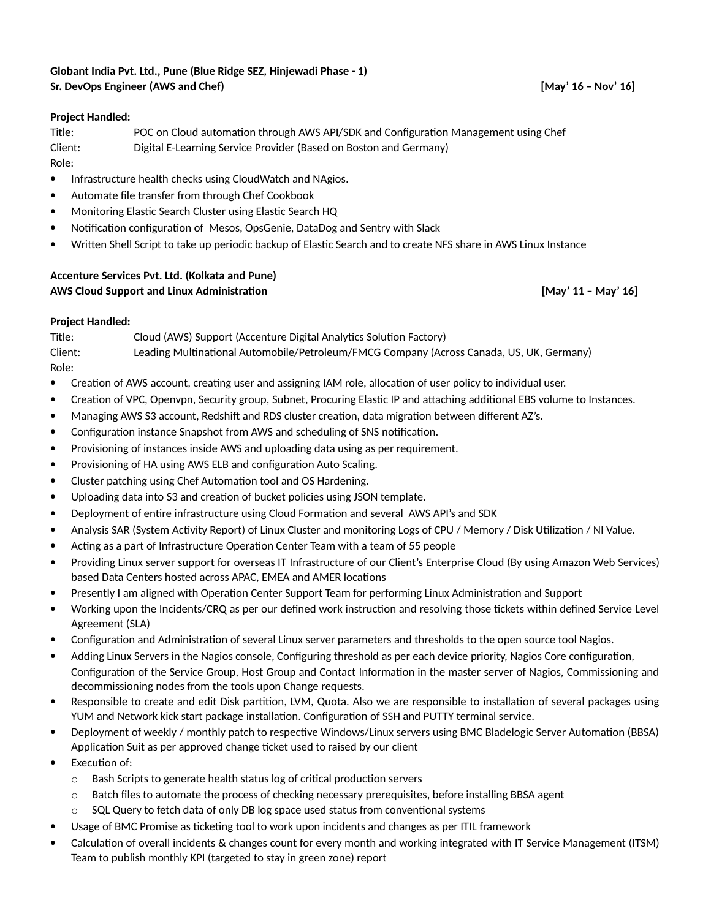**Globant India Pvt. Ltd., Pune (Blue Ridge SEZ, Hinjewadi Phase - 1)**
**Sr. DevOps Engineer (AWS and Chef)** **[May' 16 – Nov' 16]**

**Project Handled:**

Title: POC on Cloud automation through AWS API/SDK and Configuration Management using Chef
Client: Digital E-Learning Service Provider (Based on Boston and Germany)
Role:

- Infrastructure health checks using CloudWatch and NAgios.
- Automate file transfer from through Chef Cookbook
- Monitoring Elastic Search Cluster using Elastic Search HQ
- Notification configuration of Mesos, OpsGenie, DataDog and Sentry with Slack
- Written Shell Script to take up periodic backup of Elastic Search and to create NFS share in AWS Linux Instance

**Accenture Services Pvt. Ltd. (Kolkata and Pune)**
**AWS Cloud Support and Linux Administration** **[May' 11 – May' 16]**

**Project Handled:**

Title: Cloud (AWS) Support (Accenture Digital Analytics Solution Factory)
Client: Leading Multinational Automobile/Petroleum/FMCG Company (Across Canada, US, UK, Germany)
Role:

- Creation of AWS account, creating user and assigning IAM role, allocation of user policy to individual user.
- Creation of VPC, Openvpn, Security group, Subnet, Procuring Elastic IP and attaching additional EBS volume to Instances.
- Managing AWS S3 account, Redshift and RDS cluster creation, data migration between different AZ's.
- Configuration instance Snapshot from AWS and scheduling of SNS notification.
- Provisioning of instances inside AWS and uploading data using as per requirement.
- Provisioning of HA using AWS ELB and configuration Auto Scaling.
- Cluster patching using Chef Automation tool and OS Hardening.
- Uploading data into S3 and creation of bucket policies using JSON template.
- Deployment of entire infrastructure using Cloud Formation and several AWS API's and SDK
- Analysis SAR (System Activity Report) of Linux Cluster and monitoring Logs of CPU / Memory / Disk Utilization / NI Value.
- Acting as a part of Infrastructure Operation Center Team with a team of 55 people
- Providing Linux server support for overseas IT Infrastructure of our Client's Enterprise Cloud (By using Amazon Web Services) based Data Centers hosted across APAC, EMEA and AMER locations
- Presently I am aligned with Operation Center Support Team for performing Linux Administration and Support
- Working upon the Incidents/CRQ as per our defined work instruction and resolving those tickets within defined Service Level Agreement (SLA)
- Configuration and Administration of several Linux server parameters and thresholds to the open source tool Nagios.
- Adding Linux Servers in the Nagios console, Configuring threshold as per each device priority, Nagios Core configuration, Configuration of the Service Group, Host Group and Contact Information in the master server of Nagios, Commissioning and decommissioning nodes from the tools upon Change requests.
- Responsible to create and edit Disk partition, LVM, Quota. Also we are responsible to installation of several packages using YUM and Network kick start package installation. Configuration of SSH and PUTTY terminal service.
- Deployment of weekly / monthly patch to respective Windows/Linux servers using BMC Bladelogic Server Automation (BBSA) Application Suit as per approved change ticket used to raised by our client
- Execution of:
  - Bash Scripts to generate health status log of critical production servers
  - Batch files to automate the process of checking necessary prerequisites, before installing BBSA agent
  - SQL Query to fetch data of only DB log space used status from conventional systems
- Usage of BMC Promise as ticketing tool to work upon incidents and changes as per ITIL framework
- Calculation of overall incidents & changes count for every month and working integrated with IT Service Management (ITSM) Team to publish monthly KPI (targeted to stay in green zone) report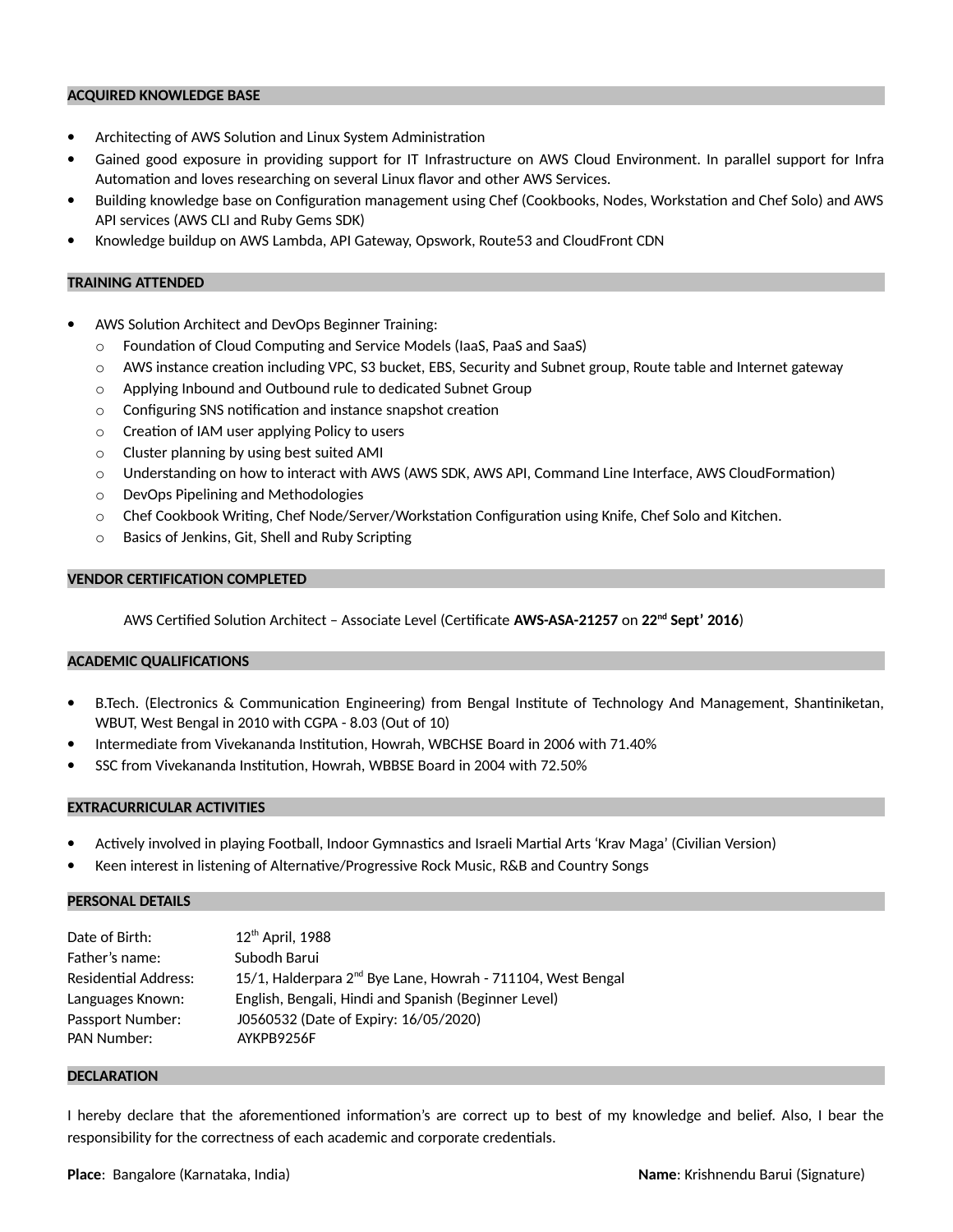## ACQUIRED KNOWLEDGE BASE

- Architecting of AWS Solution and Linux System Administration
- Gained good exposure in providing support for IT Infrastructure on AWS Cloud Environment. In parallel support for Infra Automation and loves researching on several Linux flavor and other AWS Services.
- Building knowledge base on Configuration management using Chef (Cookbooks, Nodes, Workstation and Chef Solo) and AWS API services (AWS CLI and Ruby Gems SDK)
- Knowledge buildup on AWS Lambda, API Gateway, Opswork, Route53 and CloudFront CDN

## TRAINING ATTENDED

- AWS Solution Architect and DevOps Beginner Training:
  - Foundation of Cloud Computing and Service Models (IaaS, PaaS and SaaS)
  - AWS instance creation including VPC, S3 bucket, EBS, Security and Subnet group, Route table and Internet gateway
  - Applying Inbound and Outbound rule to dedicated Subnet Group
  - Configuring SNS notification and instance snapshot creation
  - Creation of IAM user applying Policy to users
  - Cluster planning by using best suited AMI
  - Understanding on how to interact with AWS (AWS SDK, AWS API, Command Line Interface, AWS CloudFormation)
  - DevOps Pipelining and Methodologies
  - Chef Cookbook Writing, Chef Node/Server/Workstation Configuration using Knife, Chef Solo and Kitchen.
  - Basics of Jenkins, Git, Shell and Ruby Scripting

## VENDOR CERTIFICATION COMPLETED

AWS Certified Solution Architect – Associate Level (Certificate **AWS-ASA-21257** on **22nd Sept' 2016**)

## ACADEMIC QUALIFICATIONS

- B.Tech. (Electronics & Communication Engineering) from Bengal Institute of Technology And Management, Shantiniketan, WBUT, West Bengal in 2010 with CGPA - 8.03 (Out of 10)
- Intermediate from Vivekananda Institution, Howrah, WBCHSE Board in 2006 with 71.40%
- SSC from Vivekananda Institution, Howrah, WBBSE Board in 2004 with 72.50%

## EXTRACURRICULAR ACTIVITIES

- Actively involved in playing Football, Indoor Gymnastics and Israeli Martial Arts 'Krav Maga' (Civilian Version)
- Keen interest in listening of Alternative/Progressive Rock Music, R&B and Country Songs

## PERSONAL DETAILS

Date of Birth: 12th April, 1988
Father's name: Subodh Barui
Residential Address: 15/1, Halderpara 2nd Bye Lane, Howrah - 711104, West Bengal
Languages Known: English, Bengali, Hindi and Spanish (Beginner Level)
Passport Number: J0560532 (Date of Expiry: 16/05/2020)
PAN Number: AYKPB9256F

## DECLARATION

I hereby declare that the aforementioned information's are correct up to best of my knowledge and belief. Also, I bear the responsibility for the correctness of each academic and corporate credentials.

**Place**: Bangalore (Karnataka, India) **Name**: Krishnendu Barui (Signature)